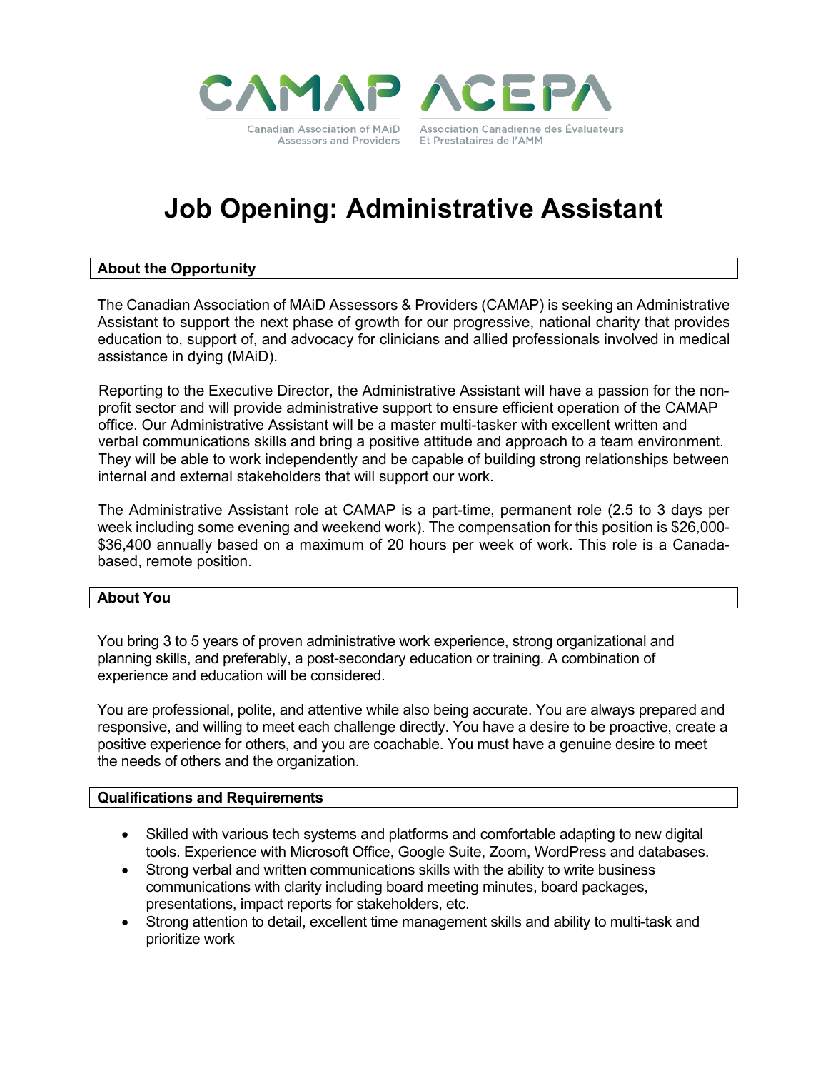CAMAP | ACEPA

Canadian Association of MAiD Assessors and Providers | Association Canadienne des Évaluateurs Et Prestataires de l'AMM

# Job Opening: Administrative Assistant

## About the Opportunity

The Canadian Association of MAiD Assessors & Providers (CAMAP) is seeking an Administrative Assistant to support the next phase of growth for our progressive, national charity that provides education to, support of, and advocacy for clinicians and allied professionals involved in medical assistance in dying (MAiD).

Reporting to the Executive Director, the Administrative Assistant will have a passion for the non-profit sector and will provide administrative support to ensure efficient operation of the CAMAP office. Our Administrative Assistant will be a master multi-tasker with excellent written and verbal communications skills and bring a positive attitude and approach to a team environment. They will be able to work independently and be capable of building strong relationships between internal and external stakeholders that will support our work.

The Administrative Assistant role at CAMAP is a part-time, permanent role (2.5 to 3 days per week including some evening and weekend work). The compensation for this position is $26,000-$36,400 annually based on a maximum of 20 hours per week of work. This role is a Canada-based, remote position.

## About You

You bring 3 to 5 years of proven administrative work experience, strong organizational and planning skills, and preferably, a post-secondary education or training. A combination of experience and education will be considered.

You are professional, polite, and attentive while also being accurate. You are always prepared and responsive, and willing to meet each challenge directly. You have a desire to be proactive, create a positive experience for others, and you are coachable. You must have a genuine desire to meet the needs of others and the organization.

## Qualifications and Requirements

- Skilled with various tech systems and platforms and comfortable adapting to new digital tools. Experience with Microsoft Office, Google Suite, Zoom, WordPress and databases.
- Strong verbal and written communications skills with the ability to write business communications with clarity including board meeting minutes, board packages, presentations, impact reports for stakeholders, etc.
- Strong attention to detail, excellent time management skills and ability to multi-task and prioritize work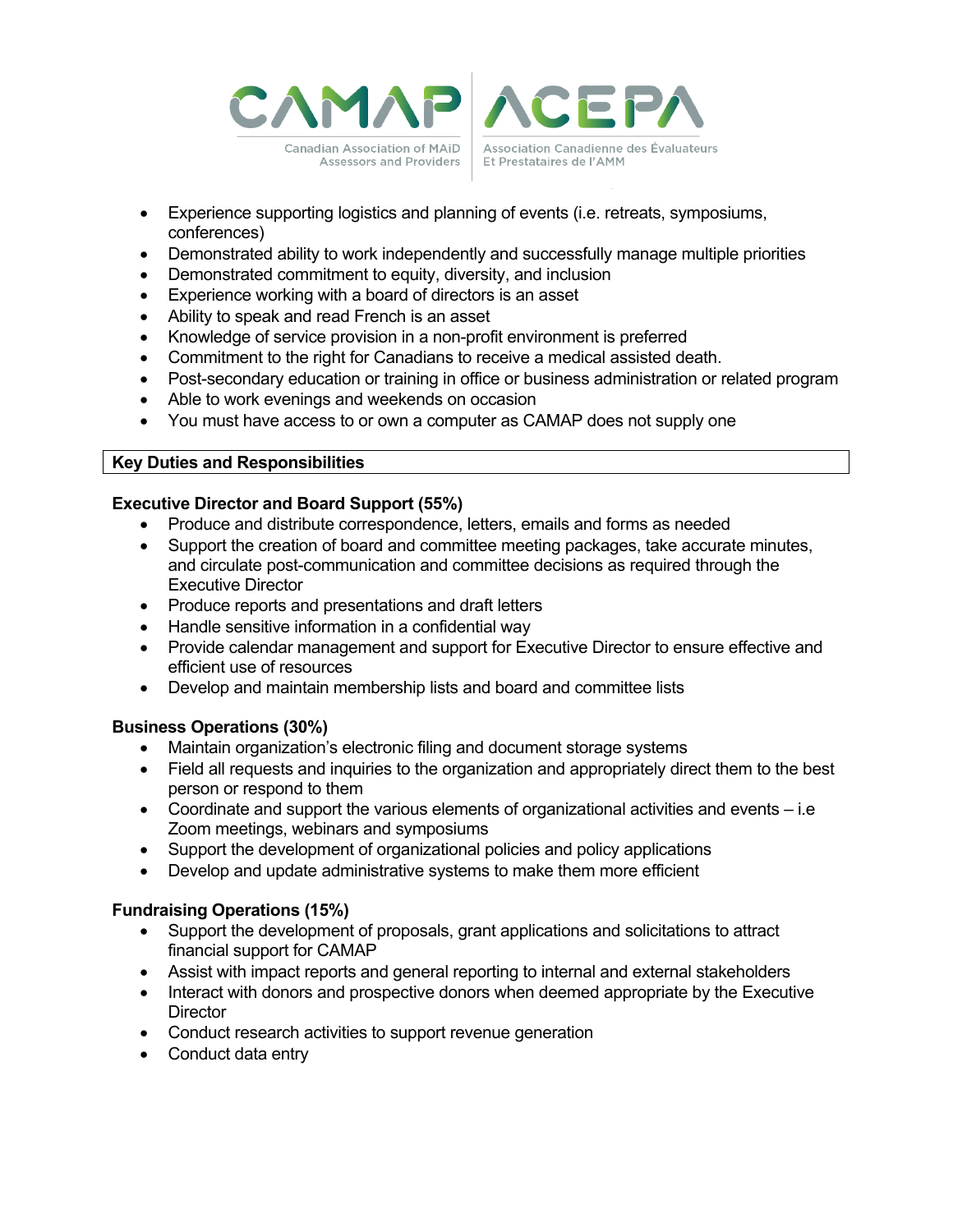- Experience supporting logistics and planning of events (i.e. retreats, symposiums, conferences)
- Demonstrated ability to work independently and successfully manage multiple priorities
- Demonstrated commitment to equity, diversity, and inclusion
- Experience working with a board of directors is an asset
- Ability to speak and read French is an asset
- Knowledge of service provision in a non-profit environment is preferred
- Commitment to the right for Canadians to receive a medical assisted death.
- Post-secondary education or training in office or business administration or related program
- Able to work evenings and weekends on occasion
- You must have access to or own a computer as CAMAP does not supply one

## Key Duties and Responsibilities

**Executive Director and Board Support (55%)**

- Produce and distribute correspondence, letters, emails and forms as needed
- Support the creation of board and committee meeting packages, take accurate minutes, and circulate post-communication and committee decisions as required through the Executive Director
- Produce reports and presentations and draft letters
- Handle sensitive information in a confidential way
- Provide calendar management and support for Executive Director to ensure effective and efficient use of resources
- Develop and maintain membership lists and board and committee lists

**Business Operations (30%)**

- Maintain organization's electronic filing and document storage systems
- Field all requests and inquiries to the organization and appropriately direct them to the best person or respond to them
- Coordinate and support the various elements of organizational activities and events – i.e Zoom meetings, webinars and symposiums
- Support the development of organizational policies and policy applications
- Develop and update administrative systems to make them more efficient

**Fundraising Operations (15%)**

- Support the development of proposals, grant applications and solicitations to attract financial support for CAMAP
- Assist with impact reports and general reporting to internal and external stakeholders
- Interact with donors and prospective donors when deemed appropriate by the Executive Director
- Conduct research activities to support revenue generation
- Conduct data entry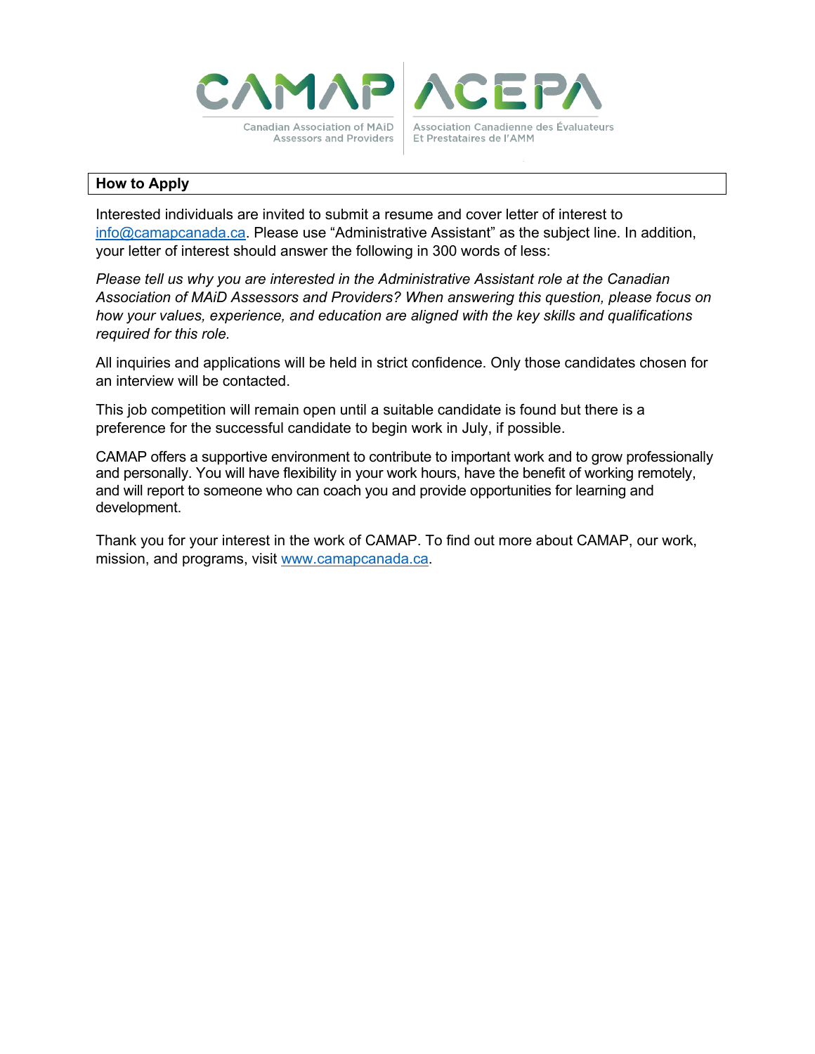CAMAP ACEPA

Canadian Association of MAiD Assessors and Providers | Association Canadienne des Évaluateurs Et Prestataires de l'AMM

## How to Apply

Interested individuals are invited to submit a resume and cover letter of interest to info@camapcanada.ca. Please use "Administrative Assistant" as the subject line. In addition, your letter of interest should answer the following in 300 words of less:

*Please tell us why you are interested in the Administrative Assistant role at the Canadian Association of MAiD Assessors and Providers? When answering this question, please focus on how your values, experience, and education are aligned with the key skills and qualifications required for this role.*

All inquiries and applications will be held in strict confidence. Only those candidates chosen for an interview will be contacted.

This job competition will remain open until a suitable candidate is found but there is a preference for the successful candidate to begin work in July, if possible.

CAMAP offers a supportive environment to contribute to important work and to grow professionally and personally. You will have flexibility in your work hours, have the benefit of working remotely, and will report to someone who can coach you and provide opportunities for learning and development.

Thank you for your interest in the work of CAMAP. To find out more about CAMAP, our work, mission, and programs, visit www.camapcanada.ca.